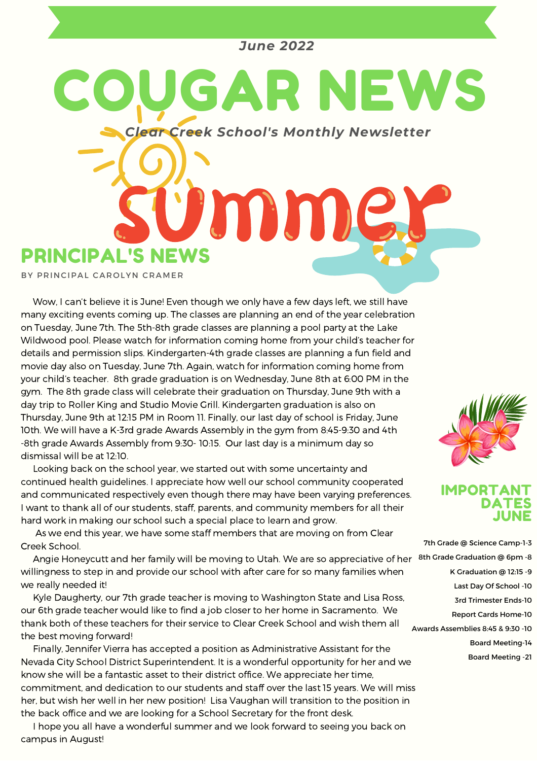*June 2022*

# COUGAR NEWS

*Clear Creek School's Monthly Newsletter*

Summer

## PRINCIPAL'S NEWS

BY PRINCIPAL CAROLYN CRAMER

Wow, I can't believe it is June! Even though we only have a few days left, we still have many exciting events coming up. The classes are planning an end of the year celebration on Tuesday, June 7th. The 5th-8th grade classes are planning a pool party at the Lake Wildwood pool. Please watch for information coming home from your child's teacher for details and permission slips. Kindergarten-4th grade classes are planning a fun field and movie day also on Tuesday, June 7th. Again, watch for information coming home from your child's teacher. 8th grade graduation is on Wednesday, June 8th at 6:00 PM in the gym. The 8th grade class will celebrate their graduation on Thursday, June 9th with a day trip to Roller King and Studio Movie Grill. Kindergarten graduation is also on Thursday, June 9th at 12:15 PM in Room 11. Finally, our last day of school is Friday, June 10th. We will have a K-3rd grade Awards Assembly in the gym from 8:45-9:30 and 4th -8th grade Awards Assembly from 9:30- 10:15. Our last day is a minimum day so dismissal will be at 12:10.

Looking back on the school year, we started out with some uncertainty and continued health guidelines. I appreciate how well our school community cooperated and communicated respectively even though there may have been varying preferences. I want to thank all of our students, staff, parents, and community members for all their hard work in making our school such a special place to learn and grow.

As we end this year, we have some staff members that are moving on from Clear Creek School.

Angie Honeycutt and her family will be moving to Utah. We are so appreciative of her willingness to step in and provide our school with after care for so many families when we really needed it!

Kyle Daugherty, our 7th grade teacher is moving to Washington State and Lisa Ross, our 6th grade teacher would like to find a job closer to her home in Sacramento. We thank both of these teachers for their service to Clear Creek School and wish them all the best moving forward!

Finally, Jennifer Vierra has accepted a position as Administrative Assistant for the Nevada City School District Superintendent. It is a wonderful opportunity for her and we know she will be a fantastic asset to their district office. We appreciate her time, commitment, and dedication to our students and staff over the last 15 years. We will miss her, but wish her well in her new position! Lisa Vaughan will transition to the position in the back office and we are looking for a School Secretary for the front desk.

I hope you all have a wonderful summer and we look forward to seeing you back on campus in August!

## IMPORTANT DATES JUNE

- 7th Grade @ Science Camp-1-3
- 8th Grade Graduation @ 6pm -8
- K Graduation @ 12:15 -9
- Last Day Of School -10
- 3rd Trimester Ends-10
- Report Cards Home-10
- Awards Assemblies 8:45 & 9:30 -10
- Board Meeting-14
- Board Meeting -21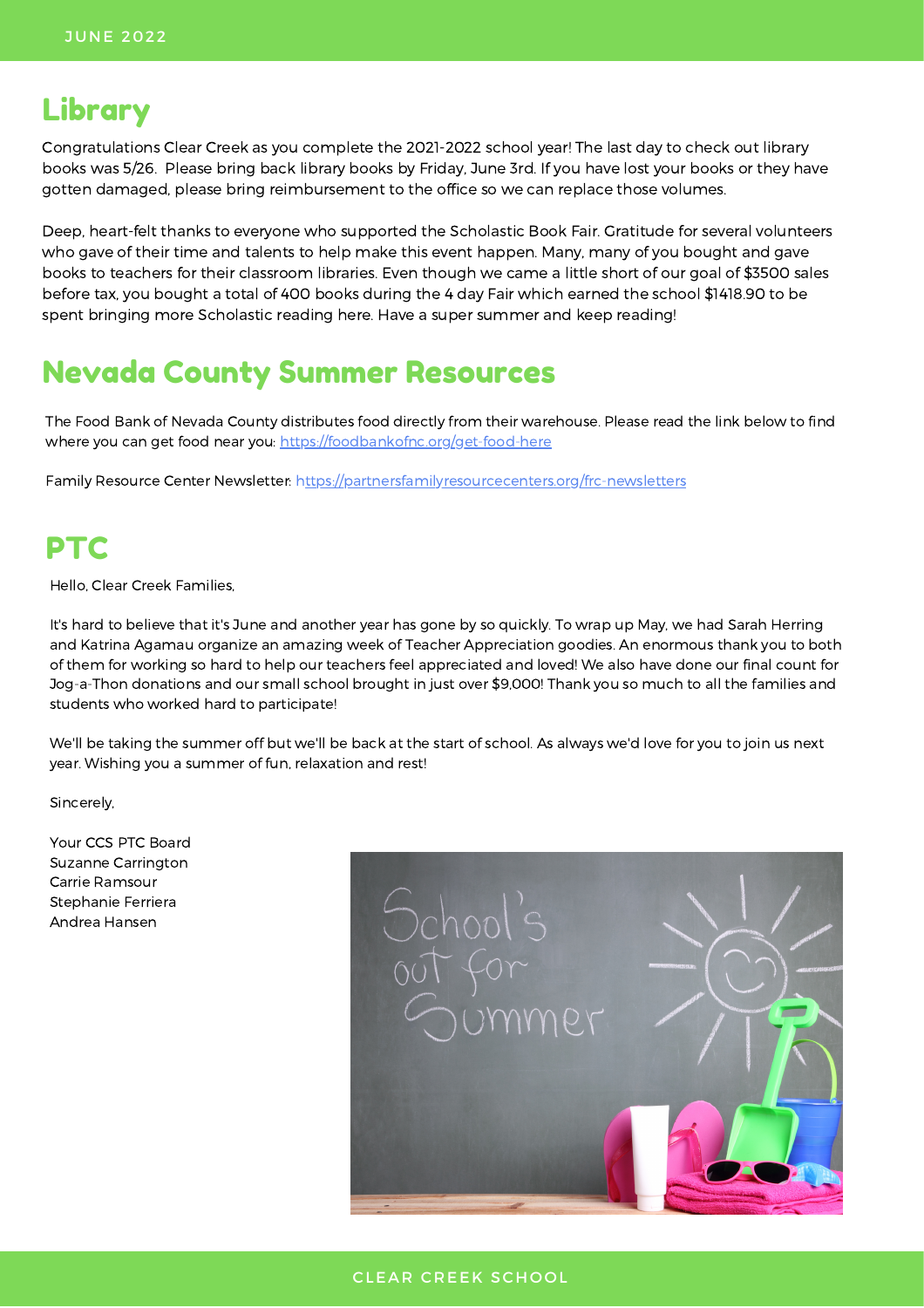## Library

Congratulations Clear Creek as you complete the 2021-2022 school year! The last day to check out library books was 5/26. Please bring back library books by Friday, June 3rd. If you have lost your books or they have gotten damaged, please bring reimbursement to the office so we can replace those volumes.

Deep, heart-felt thanks to everyone who supported the Scholastic Book Fair. Gratitude for several volunteers who gave of their time and talents to help make this event happen. Many, many of you bought and gave books to teachers for their classroom libraries. Even though we came a little short of our goal of $3500 sales before tax, you bought a total of 400 books during the 4 day Fair which earned the school $1418.90 to be spent bringing more Scholastic reading here. Have a super summer and keep reading!

## Nevada County Summer Resources

The Food Bank of Nevada County distributes food directly from their warehouse. Please read the link below to find where you can get food near you: https://foodbankofnc.org/get-food-here

Family Resource Center Newsletter: https://partnersfamilyresourcecenters.org/frc-newsletters

## PTC

Hello, Clear Creek Families,

It's hard to believe that it's June and another year has gone by so quickly. To wrap up May, we had Sarah Herring and Katrina Agamau organize an amazing week of Teacher Appreciation goodies. An enormous thank you to both of them for working so hard to help our teachers feel appreciated and loved! We also have done our final count for Jog-a-Thon donations and our small school brought in just over $9,000! Thank you so much to all the families and students who worked hard to participate!

We'll be taking the summer off but we'll be back at the start of school. As always we'd love for you to join us next year. Wishing you a summer of fun, relaxation and rest!

Sincerely,

Your CCS PTC Board
Suzanne Carrington
Carrie Ramsour
Stephanie Ferriera
Andrea Hansen